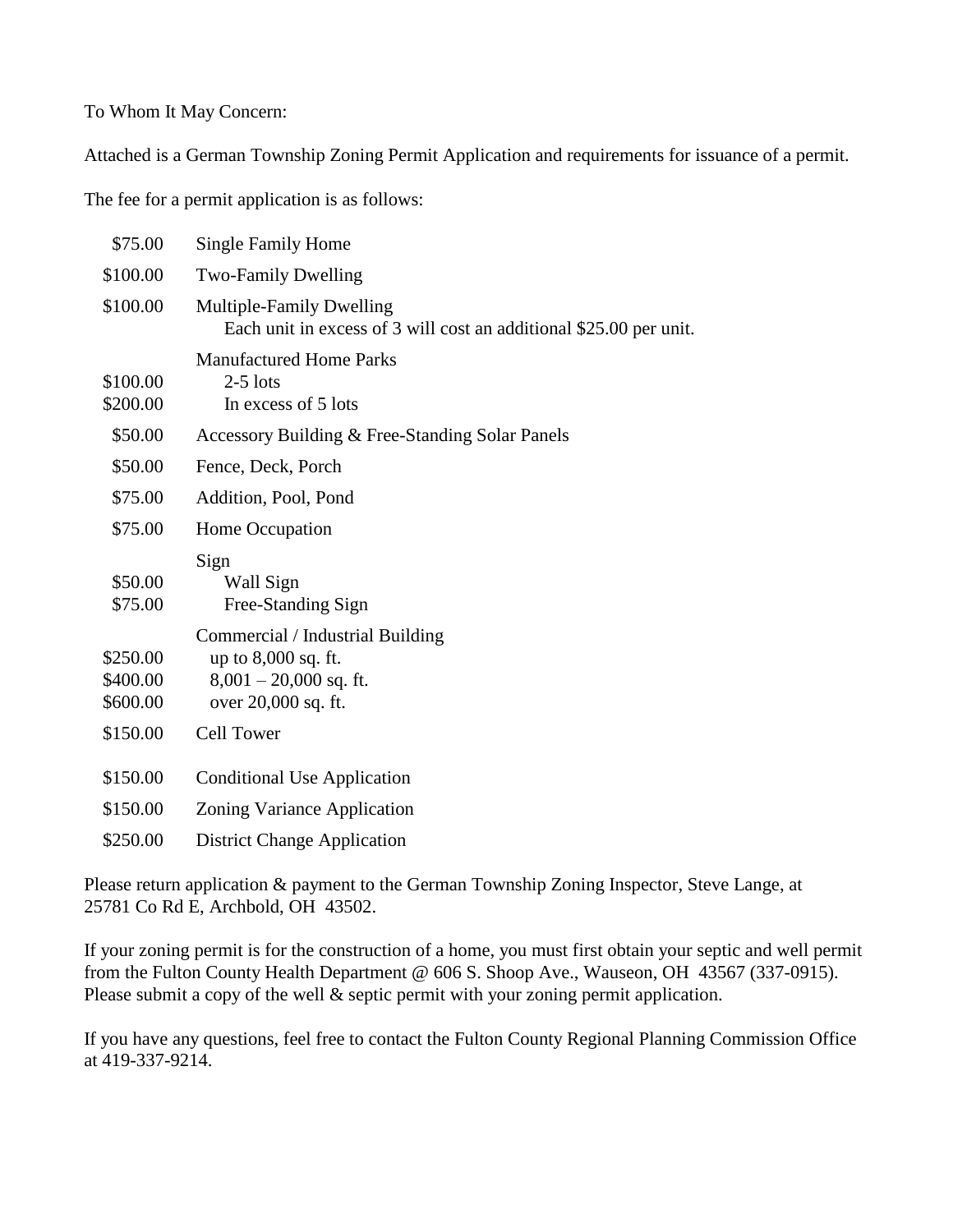To Whom It May Concern:

Attached is a German Township Zoning Permit Application and requirements for issuance of a permit.

The fee for a permit application is as follows:

| Fee | Permit Type |
|---|---|
| $75.00 | Single Family Home |
| $100.00 | Two-Family Dwelling |
| $100.00 | Multiple-Family Dwelling<br>Each unit in excess of 3 will cost an additional $25.00 per unit. |
| | Manufactured Home Parks |
| $100.00 | 2-5 lots |
| $200.00 | In excess of 5 lots |
| $50.00 | Accessory Building & Free-Standing Solar Panels |
| $50.00 | Fence, Deck, Porch |
| $75.00 | Addition, Pool, Pond |
| $75.00 | Home Occupation |
| | Sign |
| $50.00 | Wall Sign |
| $75.00 | Free-Standing Sign |
| | Commercial / Industrial Building |
| $250.00 | up to 8,000 sq. ft. |
| $400.00 | 8,001 – 20,000 sq. ft. |
| $600.00 | over 20,000 sq. ft. |
| $150.00 | Cell Tower |
| $150.00 | Conditional Use Application |
| $150.00 | Zoning Variance Application |
| $250.00 | District Change Application |

Please return application & payment to the German Township Zoning Inspector, Steve Lange, at 25781 Co Rd E, Archbold, OH 43502.

If your zoning permit is for the construction of a home, you must first obtain your septic and well permit from the Fulton County Health Department @ 606 S. Shoop Ave., Wauseon, OH 43567 (337-0915). Please submit a copy of the well & septic permit with your zoning permit application.

If you have any questions, feel free to contact the Fulton County Regional Planning Commission Office at 419-337-9214.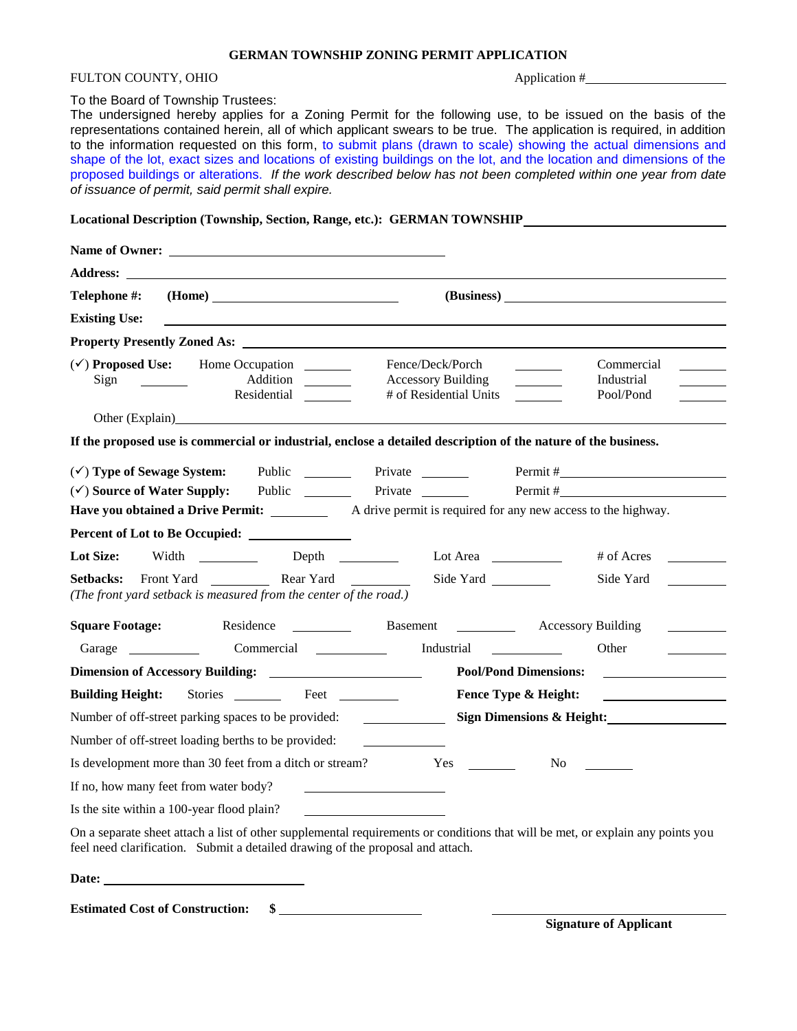# GERMAN TOWNSHIP ZONING PERMIT APPLICATION

FULTON COUNTY, OHIO Application #\_\_\_\_\_\_\_\_\_\_\_\_\_\_\_\_\_\_\_\_

To the Board of Township Trustees:

The undersigned hereby applies for a Zoning Permit for the following use, to be issued on the basis of the representations contained herein, all of which applicant swears to be true. The application is required, in addition to the information requested on this form, to submit plans (drawn to scale) showing the actual dimensions and shape of the lot, exact sizes and locations of existing buildings on the lot, and the location and dimensions of the proposed buildings or alterations. *If the work described below has not been completed within one year from date of issuance of permit, said permit shall expire.*

**Locational Description (Township, Section, Range, etc.): GERMAN TOWNSHIP** \_\_\_\_\_\_\_\_\_\_\_\_\_\_\_\_\_\_\_\_

**Name of Owner:** \_\_\_\_\_\_\_\_\_\_\_\_\_\_\_\_\_\_\_\_

**Address:** \_\_\_\_\_\_\_\_\_\_\_\_\_\_\_\_\_\_\_\_

**Telephone #:** **(Home)** \_\_\_\_\_\_\_\_\_\_\_\_\_\_\_\_\_\_\_\_ **(Business)** \_\_\_\_\_\_\_\_\_\_\_\_\_\_\_\_\_\_\_\_

**Existing Use:** \_\_\_\_\_\_\_\_\_\_\_\_\_\_\_\_\_\_\_\_

**Property Presently Zoned As:** \_\_\_\_\_\_\_\_\_\_\_\_\_\_\_\_\_\_\_\_

(✓) **Proposed Use:**

| | | |
|---|---|---|
| Home Occupation \_\_\_\_\_\_ | Fence/Deck/Porch \_\_\_\_\_\_ | Commercial \_\_\_\_\_\_ |
| Sign \_\_\_\_\_\_ Addition \_\_\_\_\_\_ | Accessory Building \_\_\_\_\_\_ | Industrial \_\_\_\_\_\_ |
| Residential \_\_\_\_\_\_ | # of Residential Units \_\_\_\_\_\_ | Pool/Pond \_\_\_\_\_\_ |

Other (Explain)\_\_\_\_\_\_\_\_\_\_\_\_\_\_\_\_\_\_\_\_

**If the proposed use is commercial or industrial, enclose a detailed description of the nature of the business.**

(✓) **Type of Sewage System:** Public \_\_\_\_\_\_ Private \_\_\_\_\_\_ Permit #\_\_\_\_\_\_\_\_\_\_\_\_\_\_\_\_\_\_\_\_

(✓) **Source of Water Supply:** Public \_\_\_\_\_\_ Private \_\_\_\_\_\_ Permit #\_\_\_\_\_\_\_\_\_\_\_\_\_\_\_\_\_\_\_\_

**Have you obtained a Drive Permit:** \_\_\_\_\_\_ A drive permit is required for any new access to the highway.

**Percent of Lot to Be Occupied:** \_\_\_\_\_\_\_\_\_\_

**Lot Size:** Width \_\_\_\_\_\_ Depth \_\_\_\_\_\_ Lot Area \_\_\_\_\_\_ # of Acres \_\_\_\_\_\_

**Setbacks:** Front Yard \_\_\_\_\_\_ Rear Yard \_\_\_\_\_\_ Side Yard \_\_\_\_\_\_ Side Yard \_\_\_\_\_\_

*(The front yard setback is measured from the center of the road.)*

**Square Footage:** Residence \_\_\_\_\_\_ Basement \_\_\_\_\_\_ Accessory Building \_\_\_\_\_\_

Garage \_\_\_\_\_\_ Commercial \_\_\_\_\_\_ Industrial \_\_\_\_\_\_ Other \_\_\_\_\_\_

**Dimension of Accessory Building:** \_\_\_\_\_\_\_\_\_\_ **Pool/Pond Dimensions:** \_\_\_\_\_\_\_\_\_\_

**Building Height:** Stories \_\_\_\_\_\_ Feet \_\_\_\_\_\_ **Fence Type & Height:** \_\_\_\_\_\_\_\_\_\_

Number of off-street parking spaces to be provided: \_\_\_\_\_\_ **Sign Dimensions & Height:**\_\_\_\_\_\_\_\_\_\_

Number of off-street loading berths to be provided: \_\_\_\_\_\_

Is development more than 30 feet from a ditch or stream? Yes \_\_\_\_\_\_ No \_\_\_\_\_\_

If no, how many feet from water body? \_\_\_\_\_\_\_\_\_\_

Is the site within a 100-year flood plain? \_\_\_\_\_\_\_\_\_\_

On a separate sheet attach a list of other supplemental requirements or conditions that will be met, or explain any points you feel need clarification. Submit a detailed drawing of the proposal and attach.

**Date:** \_\_\_\_\_\_\_\_\_\_\_\_\_\_\_\_\_\_\_\_

**Estimated Cost of Construction:** **$** \_\_\_\_\_\_\_\_\_\_\_\_\_\_\_\_\_\_\_\_

\_\_\_\_\_\_\_\_\_\_\_\_\_\_\_\_\_\_\_\_
**Signature of Applicant**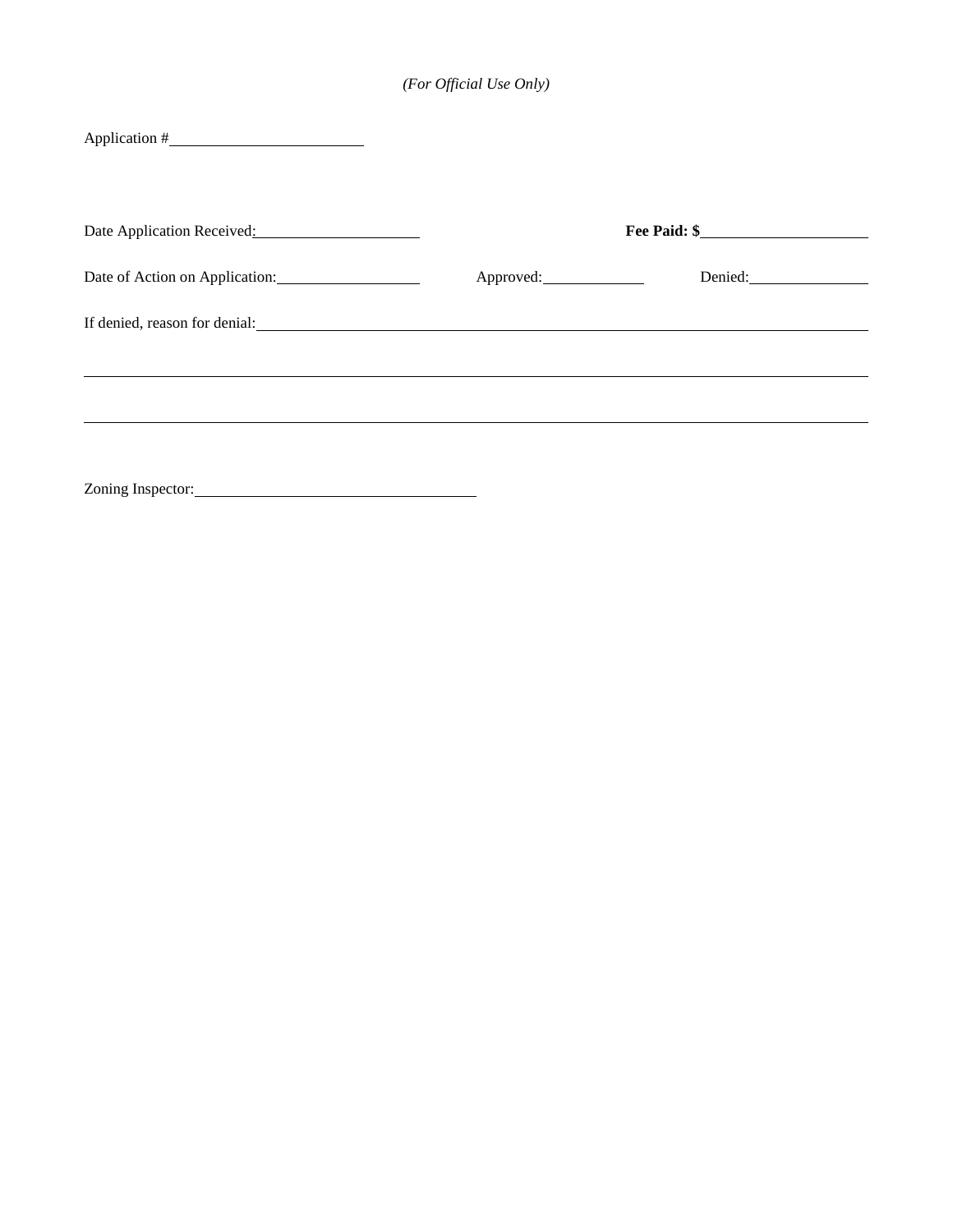*(For Official Use Only)*

Application #\_\_\_\_\_\_\_\_\_\_\_\_\_\_\_\_\_\_\_\_\_\_\_\_

Date Application Received:\_\_\_\_\_\_\_\_\_\_\_\_\_\_\_\_\_\_\_\_ **Fee Paid: $**\_\_\_\_\_\_\_\_\_\_\_\_\_\_\_\_\_\_\_\_

Date of Action on Application:\_\_\_\_\_\_\_\_\_\_\_\_\_\_\_\_\_\_ Approved:\_\_\_\_\_\_\_\_\_\_\_\_ Denied:\_\_\_\_\_\_\_\_\_\_\_\_\_\_\_

If denied, reason for denial:\_\_\_\_\_\_\_\_\_\_\_\_\_\_\_\_\_\_\_\_\_\_\_\_\_\_\_\_\_\_\_\_\_\_\_\_\_\_\_\_\_\_\_\_\_\_\_\_\_\_\_\_\_\_\_\_\_\_\_\_

\_\_\_\_\_\_\_\_\_\_\_\_\_\_\_\_\_\_\_\_\_\_\_\_\_\_\_\_\_\_\_\_\_\_\_\_\_\_\_\_\_\_\_\_\_\_\_\_\_\_\_\_\_\_\_\_\_\_\_\_\_\_\_\_\_\_\_\_\_\_\_\_\_\_\_\_\_\_\_\_\_\_\_\_\_\_

\_\_\_\_\_\_\_\_\_\_\_\_\_\_\_\_\_\_\_\_\_\_\_\_\_\_\_\_\_\_\_\_\_\_\_\_\_\_\_\_\_\_\_\_\_\_\_\_\_\_\_\_\_\_\_\_\_\_\_\_\_\_\_\_\_\_\_\_\_\_\_\_\_\_\_\_\_\_\_\_\_\_\_\_\_\_

Zoning Inspector:\_\_\_\_\_\_\_\_\_\_\_\_\_\_\_\_\_\_\_\_\_\_\_\_\_\_\_\_\_\_\_\_\_\_\_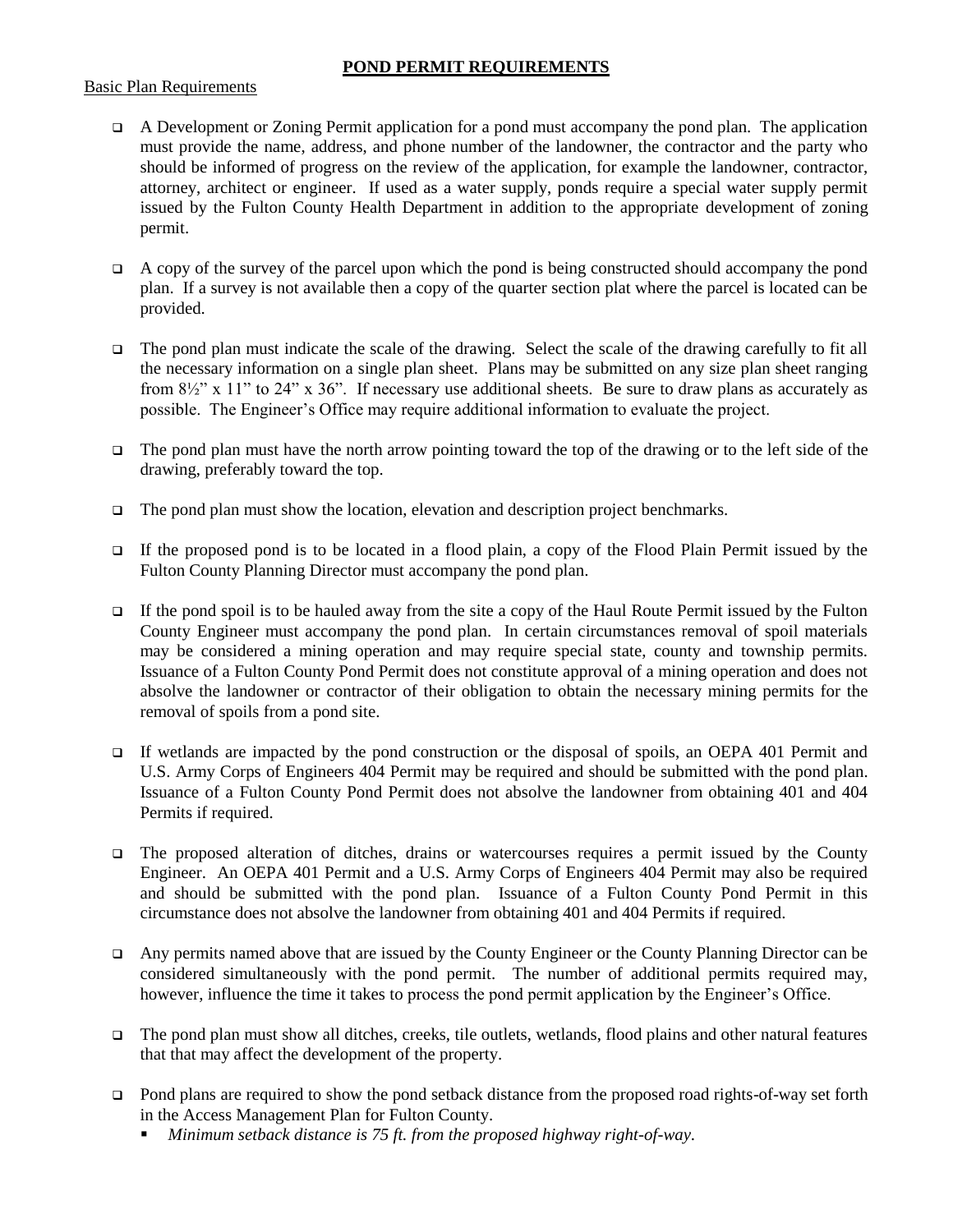# POND PERMIT REQUIREMENTS

Basic Plan Requirements

- A Development or Zoning Permit application for a pond must accompany the pond plan. The application must provide the name, address, and phone number of the landowner, the contractor and the party who should be informed of progress on the review of the application, for example the landowner, contractor, attorney, architect or engineer. If used as a water supply, ponds require a special water supply permit issued by the Fulton County Health Department in addition to the appropriate development of zoning permit.

- A copy of the survey of the parcel upon which the pond is being constructed should accompany the pond plan. If a survey is not available then a copy of the quarter section plat where the parcel is located can be provided.

- The pond plan must indicate the scale of the drawing. Select the scale of the drawing carefully to fit all the necessary information on a single plan sheet. Plans may be submitted on any size plan sheet ranging from 8½" x 11" to 24" x 36". If necessary use additional sheets. Be sure to draw plans as accurately as possible. The Engineer's Office may require additional information to evaluate the project.

- The pond plan must have the north arrow pointing toward the top of the drawing or to the left side of the drawing, preferably toward the top.

- The pond plan must show the location, elevation and description project benchmarks.

- If the proposed pond is to be located in a flood plain, a copy of the Flood Plain Permit issued by the Fulton County Planning Director must accompany the pond plan.

- If the pond spoil is to be hauled away from the site a copy of the Haul Route Permit issued by the Fulton County Engineer must accompany the pond plan. In certain circumstances removal of spoil materials may be considered a mining operation and may require special state, county and township permits. Issuance of a Fulton County Pond Permit does not constitute approval of a mining operation and does not absolve the landowner or contractor of their obligation to obtain the necessary mining permits for the removal of spoils from a pond site.

- If wetlands are impacted by the pond construction or the disposal of spoils, an OEPA 401 Permit and U.S. Army Corps of Engineers 404 Permit may be required and should be submitted with the pond plan. Issuance of a Fulton County Pond Permit does not absolve the landowner from obtaining 401 and 404 Permits if required.

- The proposed alteration of ditches, drains or watercourses requires a permit issued by the County Engineer. An OEPA 401 Permit and a U.S. Army Corps of Engineers 404 Permit may also be required and should be submitted with the pond plan. Issuance of a Fulton County Pond Permit in this circumstance does not absolve the landowner from obtaining 401 and 404 Permits if required.

- Any permits named above that are issued by the County Engineer or the County Planning Director can be considered simultaneously with the pond permit. The number of additional permits required may, however, influence the time it takes to process the pond permit application by the Engineer's Office.

- The pond plan must show all ditches, creeks, tile outlets, wetlands, flood plains and other natural features that that may affect the development of the property.

- Pond plans are required to show the pond setback distance from the proposed road rights-of-way set forth in the Access Management Plan for Fulton County.
  - *Minimum setback distance is 75 ft. from the proposed highway right-of-way.*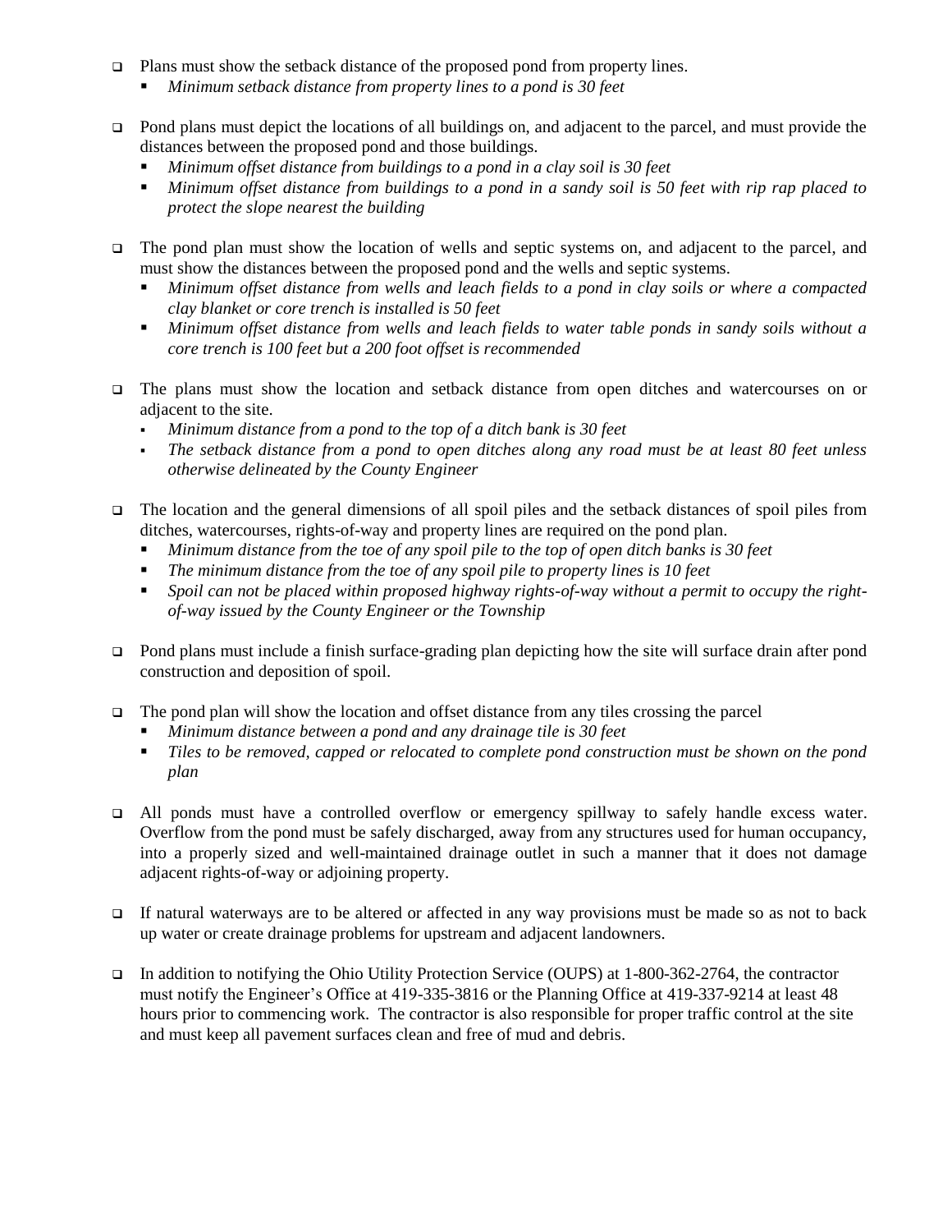- Plans must show the setback distance of the proposed pond from property lines.
  - *Minimum setback distance from property lines to a pond is 30 feet*

- Pond plans must depict the locations of all buildings on, and adjacent to the parcel, and must provide the distances between the proposed pond and those buildings.
  - *Minimum offset distance from buildings to a pond in a clay soil is 30 feet*
  - *Minimum offset distance from buildings to a pond in a sandy soil is 50 feet with rip rap placed to protect the slope nearest the building*

- The pond plan must show the location of wells and septic systems on, and adjacent to the parcel, and must show the distances between the proposed pond and the wells and septic systems.
  - *Minimum offset distance from wells and leach fields to a pond in clay soils or where a compacted clay blanket or core trench is installed is 50 feet*
  - *Minimum offset distance from wells and leach fields to water table ponds in sandy soils without a core trench is 100 feet but a 200 foot offset is recommended*

- The plans must show the location and setback distance from open ditches and watercourses on or adjacent to the site.
  - *Minimum distance from a pond to the top of a ditch bank is 30 feet*
  - *The setback distance from a pond to open ditches along any road must be at least 80 feet unless otherwise delineated by the County Engineer*

- The location and the general dimensions of all spoil piles and the setback distances of spoil piles from ditches, watercourses, rights-of-way and property lines are required on the pond plan.
  - *Minimum distance from the toe of any spoil pile to the top of open ditch banks is 30 feet*
  - *The minimum distance from the toe of any spoil pile to property lines is 10 feet*
  - *Spoil can not be placed within proposed highway rights-of-way without a permit to occupy the right-of-way issued by the County Engineer or the Township*

- Pond plans must include a finish surface-grading plan depicting how the site will surface drain after pond construction and deposition of spoil.

- The pond plan will show the location and offset distance from any tiles crossing the parcel
  - *Minimum distance between a pond and any drainage tile is 30 feet*
  - *Tiles to be removed, capped or relocated to complete pond construction must be shown on the pond plan*

- All ponds must have a controlled overflow or emergency spillway to safely handle excess water. Overflow from the pond must be safely discharged, away from any structures used for human occupancy, into a properly sized and well-maintained drainage outlet in such a manner that it does not damage adjacent rights-of-way or adjoining property.

- If natural waterways are to be altered or affected in any way provisions must be made so as not to back up water or create drainage problems for upstream and adjacent landowners.

- In addition to notifying the Ohio Utility Protection Service (OUPS) at 1-800-362-2764, the contractor must notify the Engineer's Office at 419-335-3816 or the Planning Office at 419-337-9214 at least 48 hours prior to commencing work. The contractor is also responsible for proper traffic control at the site and must keep all pavement surfaces clean and free of mud and debris.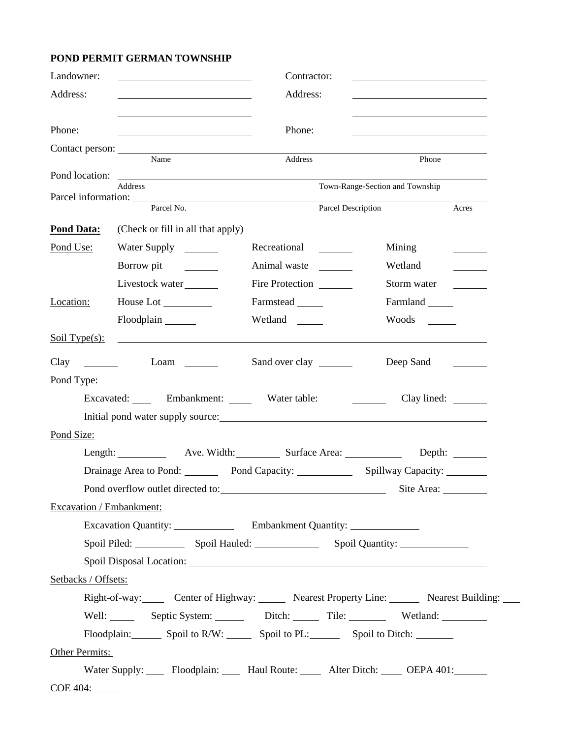**POND PERMIT GERMAN TOWNSHIP**

| | | | |
|---|---|---|---|
| Landowner: | ____________________ | Contractor: | ____________________ |
| Address: | ____________________ | Address: | ____________________ |
| | ____________________ | | ____________________ |
| Phone: | ____________________ | Phone: | ____________________ |

Contact person: ____________________ ____________________ ____________________
Name Address Phone

Pond location: ____________________ ____________________
Address Town-Range-Section and Township

Parcel information: ____________________ ____________________ ____________________
Parcel No. Parcel Description Acres

**Pond Data:** (Check or fill in all that apply)

| | | | |
|---|---|---|---|
| Pond Use: | Water Supply ______ | Recreational ______ | Mining ______ |
| | Borrow pit ______ | Animal waste ______ | Wetland ______ |
| | Livestock water ______ | Fire Protection ______ | Storm water ______ |
| Location: | House Lot ______ | Farmstead ______ | Farmland ______ |
| | Floodplain ______ | Wetland ______ | Woods ______ |

Soil Type(s): ____________________

Clay ______ Loam ______ Sand over clay ______ Deep Sand ______

Pond Type:

Excavated: ____ Embankment: ____ Water table: ______ Clay lined: ______

Initial pond water supply source: ____________________

Pond Size:

Length: ________ Ave. Width: ________ Surface Area: ________ Depth: ______

Drainage Area to Pond: ______ Pond Capacity: ________ Spillway Capacity: ______

Pond overflow outlet directed to: ____________________ Site Area: ______

Excavation / Embankment:

Excavation Quantity: ________ Embankment Quantity: ________

Spoil Piled: ________ Spoil Hauled: ________ Spoil Quantity: ________

Spoil Disposal Location: ____________________

Setbacks / Offsets:

Right-of-way: ____ Center of Highway: ____ Nearest Property Line: ____ Nearest Building: ____

Well: ____ Septic System: ____ Ditch: ____ Tile: ____ Wetland: ______

Floodplain: ____ Spoil to R/W: ____ Spoil to PL: ____ Spoil to Ditch: ______

Other Permits:

Water Supply: ____ Floodplain: ____ Haul Route: ____ Alter Ditch: ____ OEPA 401: ______

COE 404: ____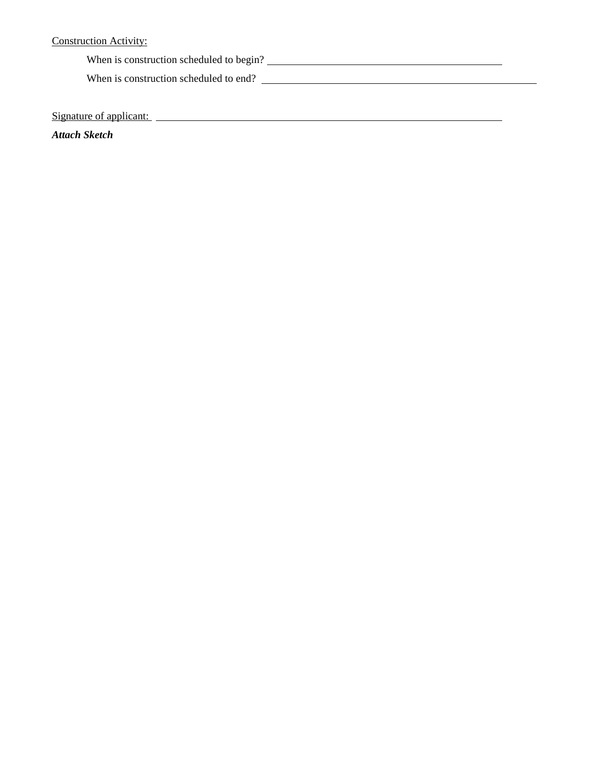<u>Construction Activity:</u>

When is construction scheduled to begin? ______________________________________________

When is construction scheduled to end? ______________________________________________________

<u>Signature of applicant:</u> ______________________________________________________________________

***Attach Sketch***